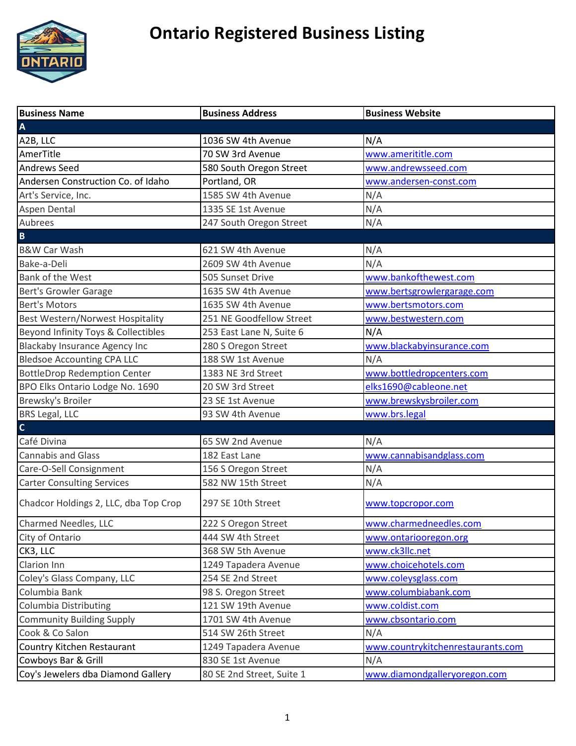# Ontario Registered Business Listing

| Business Name | Business Address | Business Website |
|---|---|---|
| **A** | | |
| A2B, LLC | 1036 SW 4th Avenue | N/A |
| AmerTitle | 70 SW 3rd Avenue | www.amerititle.com |
| Andrews Seed | 580 South Oregon Street | www.andrewsseed.com |
| Andersen Construction Co. of Idaho | Portland, OR | www.andersen-const.com |
| Art's Service, Inc. | 1585 SW 4th Avenue | N/A |
| Aspen Dental | 1335 SE 1st Avenue | N/A |
| Aubrees | 247 South Oregon Street | N/A |
| **B** | | |
| B&W Car Wash | 621 SW 4th Avenue | N/A |
| Bake-a-Deli | 2609 SW 4th Avenue | N/A |
| Bank of the West | 505 Sunset Drive | www.bankofthewest.com |
| Bert's Growler Garage | 1635 SW 4th Avenue | www.bertsgrowlergarage.com |
| Bert's Motors | 1635 SW 4th Avenue | www.bertsmotors.com |
| Best Western/Norwest Hospitality | 251 NE Goodfellow Street | www.bestwestern.com |
| Beyond Infinity Toys & Collectibles | 253 East Lane N, Suite 6 | N/A |
| Blackaby Insurance Agency Inc | 280 S Oregon Street | www.blackabyinsurance.com |
| Bledsoe Accounting CPA LLC | 188 SW 1st Avenue | N/A |
| BottleDrop Redemption Center | 1383 NE 3rd Street | www.bottledropcenters.com |
| BPO Elks Ontario Lodge No. 1690 | 20 SW 3rd Street | elks1690@cableone.net |
| Brewsky's Broiler | 23 SE 1st Avenue | www.brewskysbroiler.com |
| BRS Legal, LLC | 93 SW 4th Avenue | www.brs.legal |
| **C** | | |
| Café Divina | 65 SW 2nd Avenue | N/A |
| Cannabis and Glass | 182 East Lane | www.cannabisandglass.com |
| Care-O-Sell Consignment | 156 S Oregon Street | N/A |
| Carter Consulting Services | 582 NW 15th Street | N/A |
| Chadcor Holdings 2, LLC, dba Top Crop | 297 SE 10th Street | www.topcropor.com |
| Charmed Needles, LLC | 222 S Oregon Street | www.charmedneedles.com |
| City of Ontario | 444 SW 4th Street | www.ontariooregon.org |
| CK3, LLC | 368 SW 5th Avenue | www.ck3llc.net |
| Clarion Inn | 1249 Tapadera Avenue | www.choicehotels.com |
| Coley's Glass Company, LLC | 254 SE 2nd Street | www.coleysglass.com |
| Columbia Bank | 98 S. Oregon Street | www.columbiabank.com |
| Columbia Distributing | 121 SW 19th Avenue | www.coldist.com |
| Community Building Supply | 1701 SW 4th Avenue | www.cbsontario.com |
| Cook & Co Salon | 514 SW 26th Street | N/A |
| Country Kitchen Restaurant | 1249 Tapadera Avenue | www.countrykitchenrestaurants.com |
| Cowboys Bar & Grill | 830 SE 1st Avenue | N/A |
| Coy's Jewelers dba Diamond Gallery | 80 SE 2nd Street, Suite 1 | www.diamondgalleryoregon.com |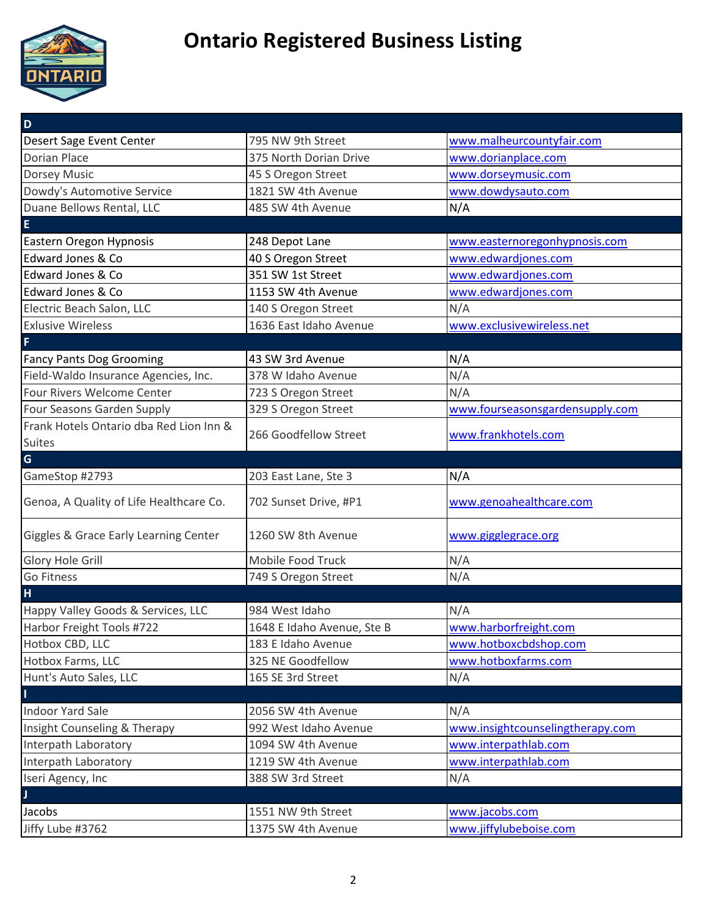# Ontario Registered Business Listing

| D | | |
|---|---|---|
| Desert Sage Event Center | 795 NW 9th Street | www.malheurcountyfair.com |
| Dorian Place | 375 North Dorian Drive | www.dorianplace.com |
| Dorsey Music | 45 S Oregon Street | www.dorseymusic.com |
| Dowdy's Automotive Service | 1821 SW 4th Avenue | www.dowdysauto.com |
| Duane Bellows Rental, LLC | 485 SW 4th Avenue | N/A |
| **E** | | |
| Eastern Oregon Hypnosis | 248 Depot Lane | www.easternoregonhypnosis.com |
| Edward Jones & Co | 40 S Oregon Street | www.edwardjones.com |
| Edward Jones & Co | 351 SW 1st Street | www.edwardjones.com |
| Edward Jones & Co | 1153 SW 4th Avenue | www.edwardjones.com |
| Electric Beach Salon, LLC | 140 S Oregon Street | N/A |
| Exlusive Wireless | 1636 East Idaho Avenue | www.exclusivewireless.net |
| **F** | | |
| Fancy Pants Dog Grooming | 43 SW 3rd Avenue | N/A |
| Field-Waldo Insurance Agencies, Inc. | 378 W Idaho Avenue | N/A |
| Four Rivers Welcome Center | 723 S Oregon Street | N/A |
| Four Seasons Garden Supply | 329 S Oregon Street | www.fourseasonsgardensupply.com |
| Frank Hotels Ontario dba Red Lion Inn & Suites | 266 Goodfellow Street | www.frankhotels.com |
| **G** | | |
| GameStop #2793 | 203 East Lane, Ste 3 | N/A |
| Genoa, A Quality of Life Healthcare Co. | 702 Sunset Drive, #P1 | www.genoahealthcare.com |
| Giggles & Grace Early Learning Center | 1260 SW 8th Avenue | www.gigglegrace.org |
| Glory Hole Grill | Mobile Food Truck | N/A |
| Go Fitness | 749 S Oregon Street | N/A |
| **H** | | |
| Happy Valley Goods & Services, LLC | 984 West Idaho | N/A |
| Harbor Freight Tools #722 | 1648 E Idaho Avenue, Ste B | www.harborfreight.com |
| Hotbox CBD, LLC | 183 E Idaho Avenue | www.hotboxcbdshop.com |
| Hotbox Farms, LLC | 325 NE Goodfellow | www.hotboxfarms.com |
| Hunt's Auto Sales, LLC | 165 SE 3rd Street | N/A |
| **I** | | |
| Indoor Yard Sale | 2056 SW 4th Avenue | N/A |
| Insight Counseling & Therapy | 992 West Idaho Avenue | www.insightcounselingtherapy.com |
| Interpath Laboratory | 1094 SW 4th Avenue | www.interpathlab.com |
| Interpath Laboratory | 1219 SW 4th Avenue | www.interpathlab.com |
| Iseri Agency, Inc | 388 SW 3rd Street | N/A |
| **J** | | |
| Jacobs | 1551 NW 9th Street | www.jacobs.com |
| Jiffy Lube #3762 | 1375 SW 4th Avenue | www.jiffylubeboise.com |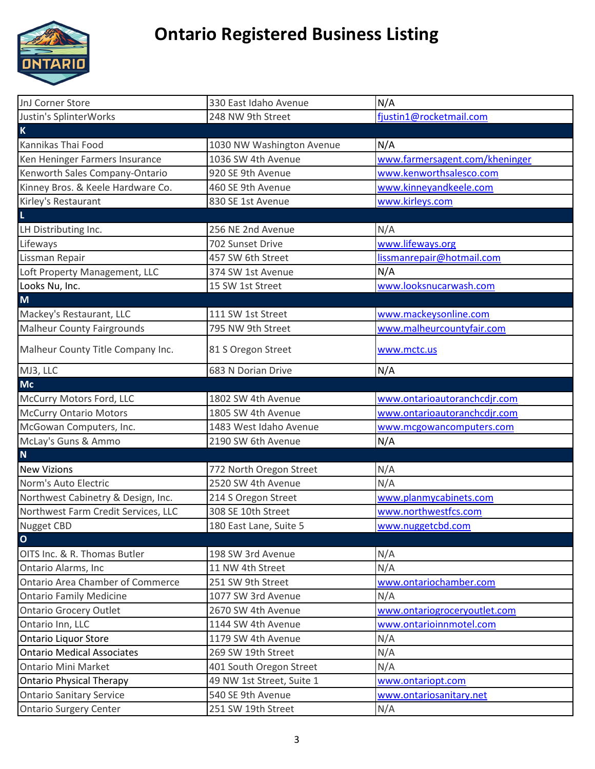# Ontario Registered Business Listing

| | | |
|---|---|---|
| JnJ Corner Store | 330 East Idaho Avenue | N/A |
| Justin's SplinterWorks | 248 NW 9th Street | fjustin1@rocketmail.com |
| **K** | | |
| Kannikas Thai Food | 1030 NW Washington Avenue | N/A |
| Ken Heninger Farmers Insurance | 1036 SW 4th Avenue | www.farmersagent.com/kheninger |
| Kenworth Sales Company-Ontario | 920 SE 9th Avenue | www.kenworthsalesco.com |
| Kinney Bros. & Keele Hardware Co. | 460 SE 9th Avenue | www.kinneyandkeele.com |
| Kirley's Restaurant | 830 SE 1st Avenue | www.kirleys.com |
| **L** | | |
| LH Distributing Inc. | 256 NE 2nd Avenue | N/A |
| Lifeways | 702 Sunset Drive | www.lifeways.org |
| Lissman Repair | 457 SW 6th Street | lissmanrepair@hotmail.com |
| Loft Property Management, LLC | 374 SW 1st Avenue | N/A |
| Looks Nu, Inc. | 15 SW 1st Street | www.looksnucarwash.com |
| **M** | | |
| Mackey's Restaurant, LLC | 111 SW 1st Street | www.mackeysonline.com |
| Malheur County Fairgrounds | 795 NW 9th Street | www.malheurcountyfair.com |
| Malheur County Title Company Inc. | 81 S Oregon Street | www.mctc.us |
| MJ3, LLC | 683 N Dorian Drive | N/A |
| **Mc** | | |
| McCurry Motors Ford, LLC | 1802 SW 4th Avenue | www.ontarioautoranchcdjr.com |
| McCurry Ontario Motors | 1805 SW 4th Avenue | www.ontarioautoranchcdjr.com |
| McGowan Computers, Inc. | 1483 West Idaho Avenue | www.mcgowancomputers.com |
| McLay's Guns & Ammo | 2190 SW 6th Avenue | N/A |
| **N** | | |
| New Vizions | 772 North Oregon Street | N/A |
| Norm's Auto Electric | 2520 SW 4th Avenue | N/A |
| Northwest Cabinetry & Design, Inc. | 214 S Oregon Street | www.planmycabinets.com |
| Northwest Farm Credit Services, LLC | 308 SE 10th Street | www.northwestfcs.com |
| Nugget CBD | 180 East Lane, Suite 5 | www.nuggetcbd.com |
| **O** | | |
| OITS Inc. & R. Thomas Butler | 198 SW 3rd Avenue | N/A |
| Ontario Alarms, Inc | 11 NW 4th Street | N/A |
| Ontario Area Chamber of Commerce | 251 SW 9th Street | www.ontariochamber.com |
| Ontario Family Medicine | 1077 SW 3rd Avenue | N/A |
| Ontario Grocery Outlet | 2670 SW 4th Avenue | www.ontariogroceryoutlet.com |
| Ontario Inn, LLC | 1144 SW 4th Avenue | www.ontarioinnmotel.com |
| Ontario Liquor Store | 1179 SW 4th Avenue | N/A |
| Ontario Medical Associates | 269 SW 19th Street | N/A |
| Ontario Mini Market | 401 South Oregon Street | N/A |
| Ontario Physical Therapy | 49 NW 1st Street, Suite 1 | www.ontariopt.com |
| Ontario Sanitary Service | 540 SE 9th Avenue | www.ontariosanitary.net |
| Ontario Surgery Center | 251 SW 19th Street | N/A |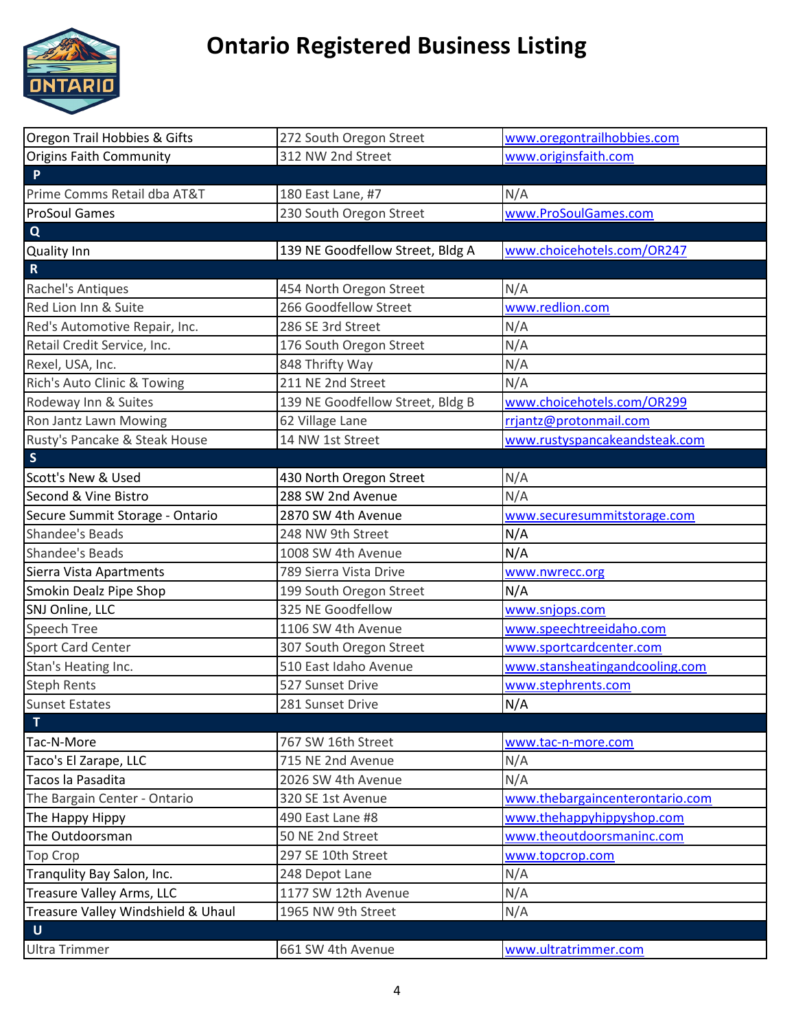# Ontario Registered Business Listing

| | | |
|---|---|---|
| Oregon Trail Hobbies & Gifts | 272 South Oregon Street | www.oregontrailhobbies.com |
| Origins Faith Community | 312 NW 2nd Street | www.originsfaith.com |
| **P** | | |
| Prime Comms Retail dba AT&T | 180 East Lane, #7 | N/A |
| ProSoul Games | 230 South Oregon Street | www.ProSoulGames.com |
| **Q** | | |
| Quality Inn | 139 NE Goodfellow Street, Bldg A | www.choicehotels.com/OR247 |
| **R** | | |
| Rachel's Antiques | 454 North Oregon Street | N/A |
| Red Lion Inn & Suite | 266 Goodfellow Street | www.redlion.com |
| Red's Automotive Repair, Inc. | 286 SE 3rd Street | N/A |
| Retail Credit Service, Inc. | 176 South Oregon Street | N/A |
| Rexel, USA, Inc. | 848 Thrifty Way | N/A |
| Rich's Auto Clinic & Towing | 211 NE 2nd Street | N/A |
| Rodeway Inn & Suites | 139 NE Goodfellow Street, Bldg B | www.choicehotels.com/OR299 |
| Ron Jantz Lawn Mowing | 62 Village Lane | rrjantz@protonmail.com |
| Rusty's Pancake & Steak House | 14 NW 1st Street | www.rustyspancakeandsteak.com |
| **S** | | |
| Scott's New & Used | 430 North Oregon Street | N/A |
| Second & Vine Bistro | 288 SW 2nd Avenue | N/A |
| Secure Summit Storage - Ontario | 2870 SW 4th Avenue | www.securesummitstorage.com |
| Shandee's Beads | 248 NW 9th Street | N/A |
| Shandee's Beads | 1008 SW 4th Avenue | N/A |
| Sierra Vista Apartments | 789 Sierra Vista Drive | www.nwrecc.org |
| Smokin Dealz Pipe Shop | 199 South Oregon Street | N/A |
| SNJ Online, LLC | 325 NE Goodfellow | www.snjops.com |
| Speech Tree | 1106 SW 4th Avenue | www.speechtreeidaho.com |
| Sport Card Center | 307 South Oregon Street | www.sportcardcenter.com |
| Stan's Heating Inc. | 510 East Idaho Avenue | www.stansheatingandcooling.com |
| Steph Rents | 527 Sunset Drive | www.stephrents.com |
| Sunset Estates | 281 Sunset Drive | N/A |
| **T** | | |
| Tac-N-More | 767 SW 16th Street | www.tac-n-more.com |
| Taco's El Zarape, LLC | 715 NE 2nd Avenue | N/A |
| Tacos la Pasadita | 2026 SW 4th Avenue | N/A |
| The Bargain Center - Ontario | 320 SE 1st Avenue | www.thebargaincenterontario.com |
| The Happy Hippy | 490 East Lane #8 | www.thehappyhippyshop.com |
| The Outdoorsman | 50 NE 2nd Street | www.theoutdoorsmaninc.com |
| Top Crop | 297 SE 10th Street | www.topcrop.com |
| Tranqulity Bay Salon, Inc. | 248 Depot Lane | N/A |
| Treasure Valley Arms, LLC | 1177 SW 12th Avenue | N/A |
| Treasure Valley Windshield & Uhaul | 1965 NW 9th Street | N/A |
| **U** | | |
| Ultra Trimmer | 661 SW 4th Avenue | www.ultratrimmer.com |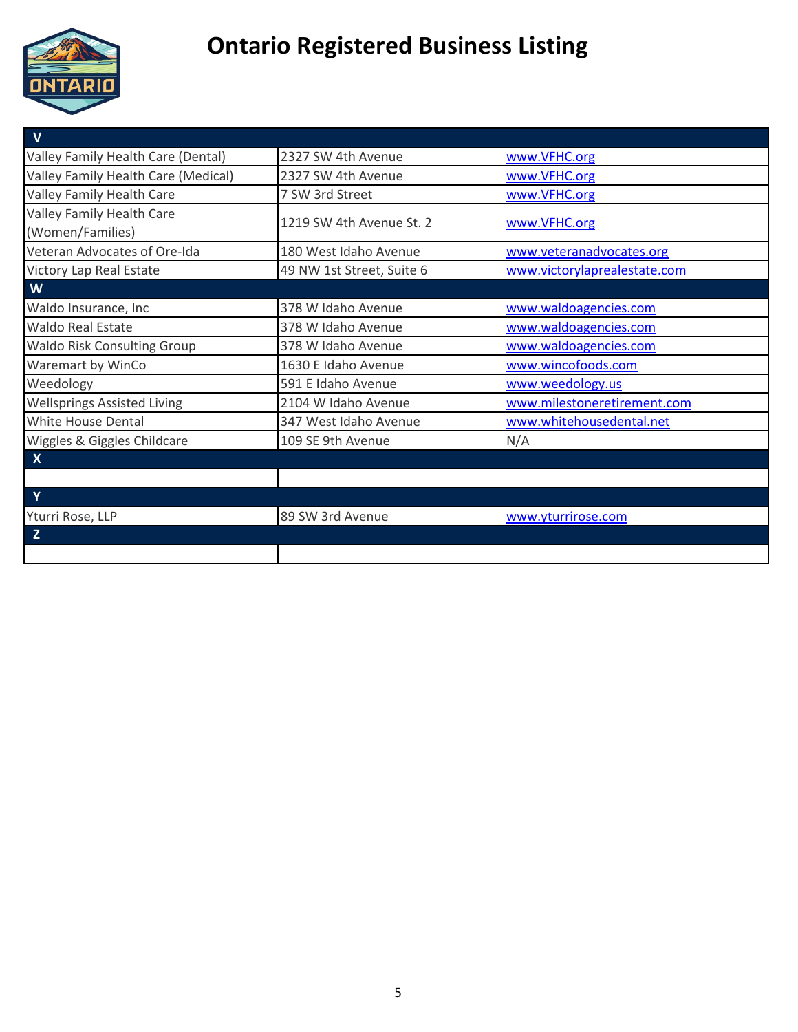# Ontario Registered Business Listing

| | | |
|---|---|---|
| **V** | | |
| Valley Family Health Care (Dental) | 2327 SW 4th Avenue | www.VFHC.org |
| Valley Family Health Care (Medical) | 2327 SW 4th Avenue | www.VFHC.org |
| Valley Family Health Care | 7 SW 3rd Street | www.VFHC.org |
| Valley Family Health Care (Women/Families) | 1219 SW 4th Avenue St. 2 | www.VFHC.org |
| Veteran Advocates of Ore-Ida | 180 West Idaho Avenue | www.veteranadvocates.org |
| Victory Lap Real Estate | 49 NW 1st Street, Suite 6 | www.victorylaprealestate.com |
| **W** | | |
| Waldo Insurance, Inc | 378 W Idaho Avenue | www.waldoagencies.com |
| Waldo Real Estate | 378 W Idaho Avenue | www.waldoagencies.com |
| Waldo Risk Consulting Group | 378 W Idaho Avenue | www.waldoagencies.com |
| Waremart by WinCo | 1630 E Idaho Avenue | www.wincofoods.com |
| Weedology | 591 E Idaho Avenue | www.weedology.us |
| Wellsprings Assisted Living | 2104 W Idaho Avenue | www.milestoneretirement.com |
| White House Dental | 347 West Idaho Avenue | www.whitehousedental.net |
| Wiggles & Giggles Childcare | 109 SE 9th Avenue | N/A |
| **X** | | |
| | | |
| **Y** | | |
| Yturri Rose, LLP | 89 SW 3rd Avenue | www.yturrirose.com |
| **Z** | | |
| | | |